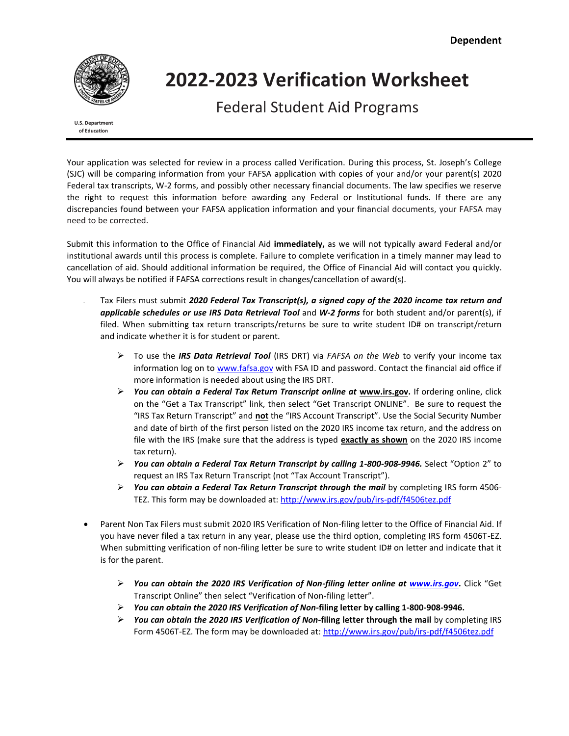**Dependent**

U.S. Department of Education

# 2022-2023 Verification Worksheet

## Federal Student Aid Programs

Your application was selected for review in a process called Verification. During this process, St. Joseph's College (SJC) will be comparing information from your FAFSA application with copies of your and/or your parent(s) 2020 Federal tax transcripts, W-2 forms, and possibly other necessary financial documents. The law specifies we reserve the right to request this information before awarding any Federal or Institutional funds. If there are any discrepancies found between your FAFSA application information and your financial documents, your FAFSA may need to be corrected.

Submit this information to the Office of Financial Aid **immediately,** as we will not typically award Federal and/or institutional awards until this process is complete. Failure to complete verification in a timely manner may lead to cancellation of aid. Should additional information be required, the Office of Financial Aid will contact you quickly. You will always be notified if FAFSA corrections result in changes/cancellation of award(s).

- Tax Filers must submit ***2020 Federal Tax Transcript(s), a signed copy of the 2020 income tax return and applicable schedules or use IRS Data Retrieval Tool*** and ***W-2 forms*** for both student and/or parent(s), if filed. When submitting tax return transcripts/returns be sure to write student ID# on transcript/return and indicate whether it is for student or parent.
  - To use the ***IRS Data Retrieval Tool*** (IRS DRT) via *FAFSA on the Web* to verify your income tax information log on to www.fafsa.gov with FSA ID and password. Contact the financial aid office if more information is needed about using the IRS DRT.
  - ***You can obtain a Federal Tax Return Transcript online at*** **www.irs.gov.** If ordering online, click on the "Get a Tax Transcript" link, then select "Get Transcript ONLINE". Be sure to request the "IRS Tax Return Transcript" and **not** the "IRS Account Transcript". Use the Social Security Number and date of birth of the first person listed on the 2020 IRS income tax return, and the address on file with the IRS (make sure that the address is typed **exactly as shown** on the 2020 IRS income tax return).
  - ***You can obtain a Federal Tax Return Transcript by calling 1-800-908-9946.*** Select "Option 2" to request an IRS Tax Return Transcript (not "Tax Account Transcript").
  - ***You can obtain a Federal Tax Return Transcript through the mail*** by completing IRS form 4506-TEZ. This form may be downloaded at: http://www.irs.gov/pub/irs-pdf/f4506tez.pdf

- Parent Non Tax Filers must submit 2020 IRS Verification of Non-filing letter to the Office of Financial Aid. If you have never filed a tax return in any year, please use the third option, completing IRS form 4506T-EZ. When submitting verification of non-filing letter be sure to write student ID# on letter and indicate that it is for the parent.
  - ***You can obtain the 2020 IRS Verification of Non-filing letter online at*** ***www.irs.gov*****.** Click "Get Transcript Online" then select "Verification of Non-filing letter".
  - ***You can obtain the 2020 IRS Verification of Non*****-filing letter by calling 1-800-908-9946.**
  - ***You can obtain the 2020 IRS Verification of Non*****-filing letter through the mail** by completing IRS Form 4506T-EZ. The form may be downloaded at: http://www.irs.gov/pub/irs-pdf/f4506tez.pdf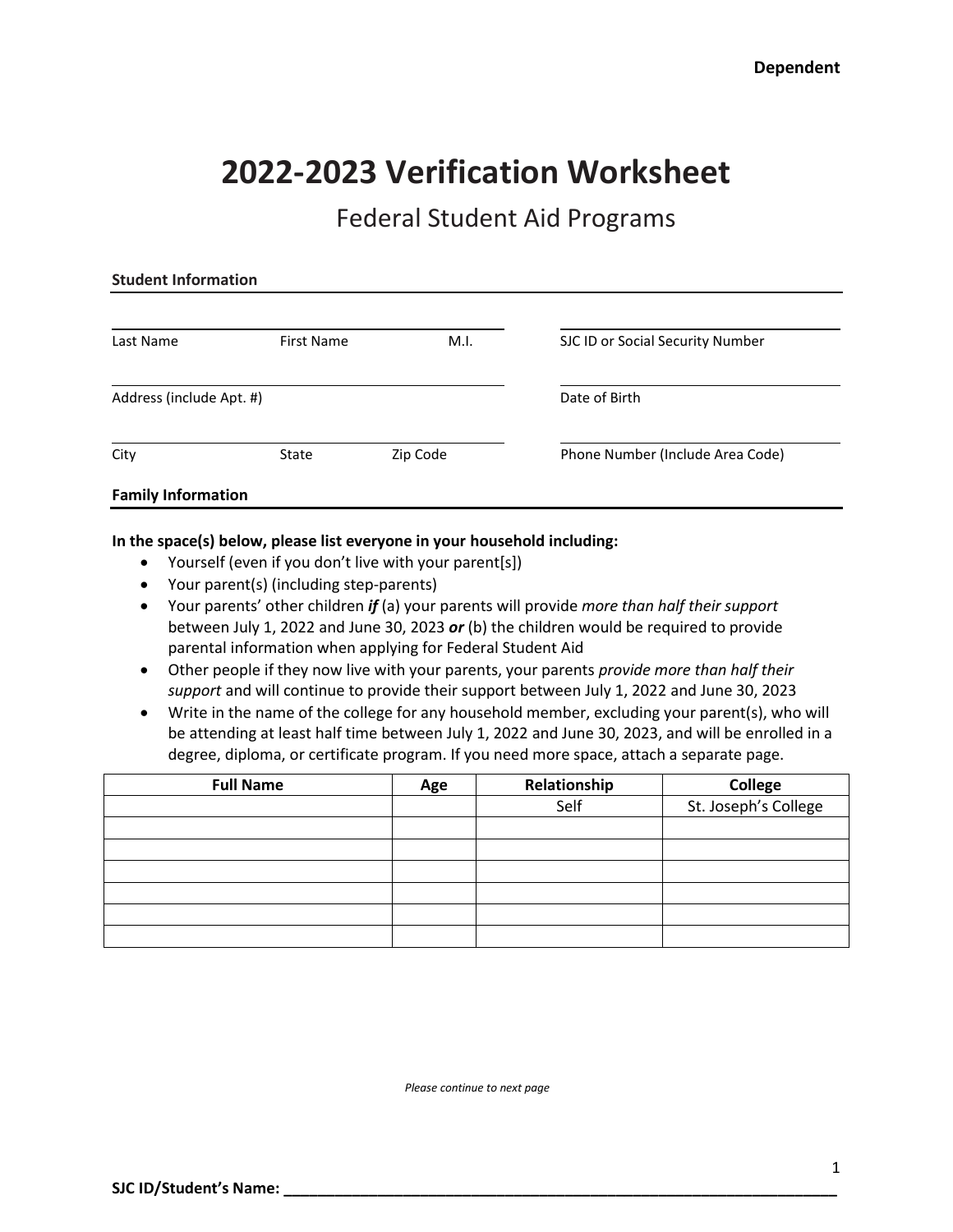**Dependent**

# 2022-2023 Verification Worksheet

## Federal Student Aid Programs

**Student Information**

| | |
|---|---|
| Last Name First Name M.I. | SJC ID or Social Security Number |
| Address (include Apt. #) | Date of Birth |
| City State Zip Code | Phone Number (Include Area Code) |

**Family Information**

**In the space(s) below, please list everyone in your household including:**

- Yourself (even if you don't live with your parent[s])
- Your parent(s) (including step-parents)
- Your parents' other children ***if*** (a) your parents will provide *more than half their support* between July 1, 2022 and June 30, 2023 ***or*** (b) the children would be required to provide parental information when applying for Federal Student Aid
- Other people if they now live with your parents, your parents *provide more than half their support* and will continue to provide their support between July 1, 2022 and June 30, 2023
- Write in the name of the college for any household member, excluding your parent(s), who will be attending at least half time between July 1, 2022 and June 30, 2023, and will be enrolled in a degree, diploma, or certificate program. If you need more space, attach a separate page.

| Full Name | Age | Relationship | College |
|---|---|---|---|
| | | Self | St. Joseph's College |
| | | | |
| | | | |
| | | | |
| | | | |
| | | | |
| | | | |

*Please continue to next page*

**SJC ID/Student's Name:** ____________________________________________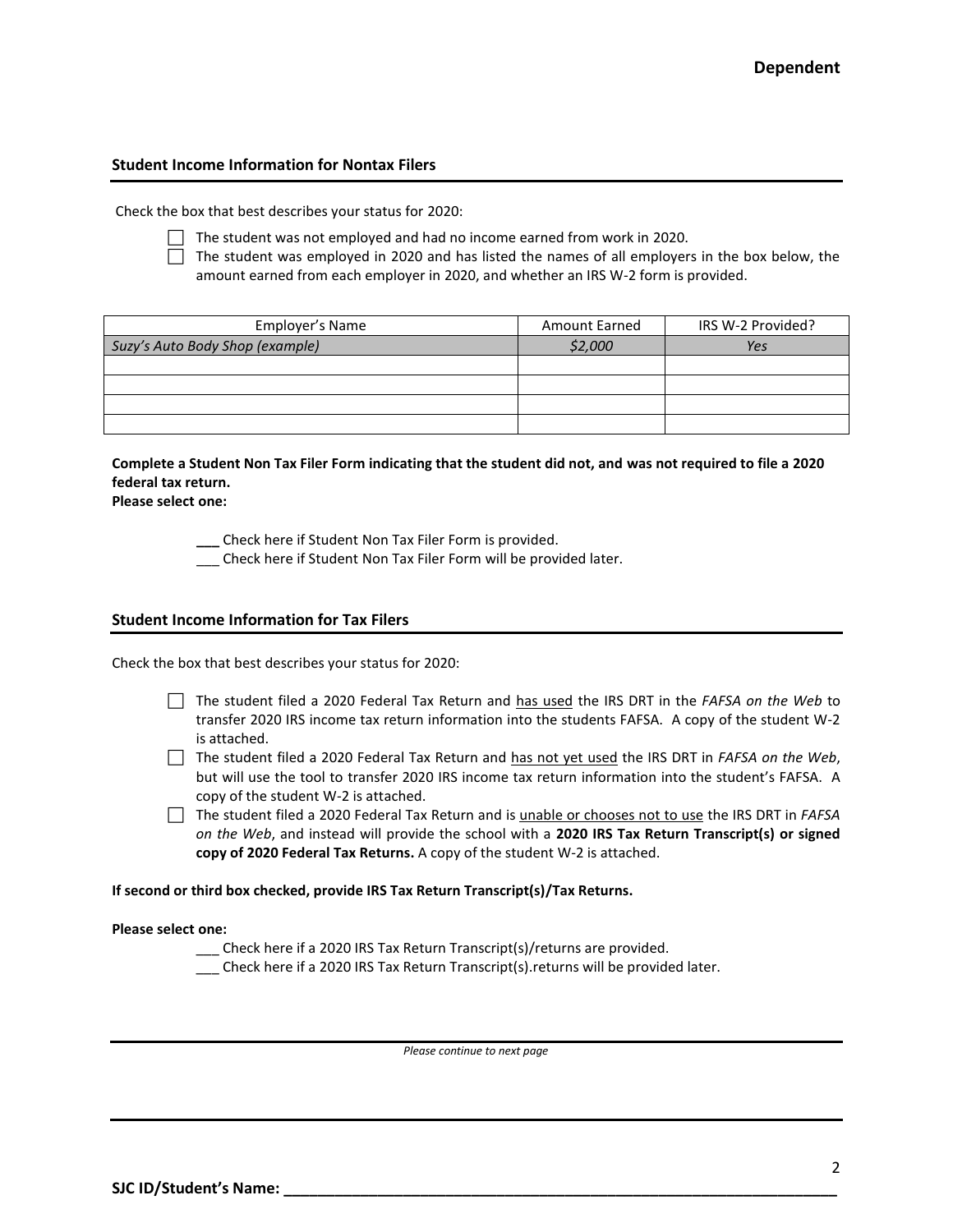**Dependent**

### Student Income Information for Nontax Filers

Check the box that best describes your status for 2020:

- ☐ The student was not employed and had no income earned from work in 2020.
- ☐ The student was employed in 2020 and has listed the names of all employers in the box below, the amount earned from each employer in 2020, and whether an IRS W-2 form is provided.

| Employer's Name | Amount Earned | IRS W-2 Provided? |
| --- | --- | --- |
| *Suzy's Auto Body Shop (example)* | *$2,000* | *Yes* |
| | | |
| | | |
| | | |
| | | |

**Complete a Student Non Tax Filer Form indicating that the student did not, and was not required to file a 2020 federal tax return.**
**Please select one:**

___ Check here if Student Non Tax Filer Form is provided.
___ Check here if Student Non Tax Filer Form will be provided later.

### Student Income Information for Tax Filers

Check the box that best describes your status for 2020:

- ☐ The student filed a 2020 Federal Tax Return and has used the IRS DRT in the *FAFSA on the Web* to transfer 2020 IRS income tax return information into the students FAFSA. A copy of the student W-2 is attached.
- ☐ The student filed a 2020 Federal Tax Return and has not yet used the IRS DRT in *FAFSA on the Web*, but will use the tool to transfer 2020 IRS income tax return information into the student's FAFSA. A copy of the student W-2 is attached.
- ☐ The student filed a 2020 Federal Tax Return and is unable or chooses not to use the IRS DRT in *FAFSA on the Web*, and instead will provide the school with a **2020 IRS Tax Return Transcript(s) or signed copy of 2020 Federal Tax Returns.** A copy of the student W-2 is attached.

**If second or third box checked, provide IRS Tax Return Transcript(s)/Tax Returns.**

**Please select one:**

___ Check here if a 2020 IRS Tax Return Transcript(s)/returns are provided.
___ Check here if a 2020 IRS Tax Return Transcript(s).returns will be provided later.

*Please continue to next page*

**SJC ID/Student's Name: ______________________________________________**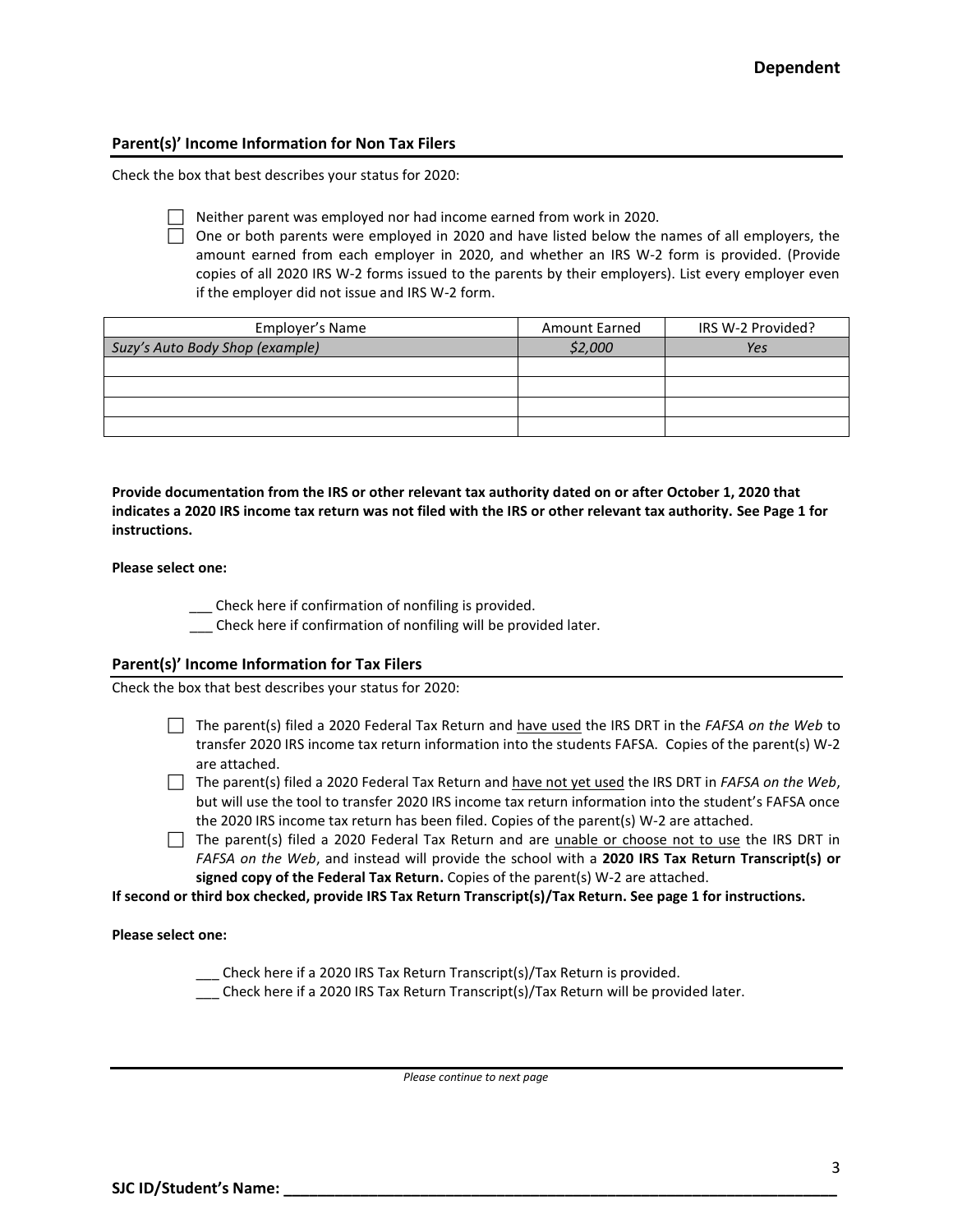**Dependent**

## Parent(s)' Income Information for Non Tax Filers

Check the box that best describes your status for 2020:

- ☐ Neither parent was employed nor had income earned from work in 2020.
- ☐ One or both parents were employed in 2020 and have listed below the names of all employers, the amount earned from each employer in 2020, and whether an IRS W-2 form is provided. (Provide copies of all 2020 IRS W-2 forms issued to the parents by their employers). List every employer even if the employer did not issue and IRS W-2 form.

| Employer's Name | Amount Earned | IRS W-2 Provided? |
|---|---|---|
| *Suzy's Auto Body Shop (example)* | *$2,000* | *Yes* |
| | | |
| | | |
| | | |
| | | |

**Provide documentation from the IRS or other relevant tax authority dated on or after October 1, 2020 that indicates a 2020 IRS income tax return was not filed with the IRS or other relevant tax authority. See Page 1 for instructions.**

**Please select one:**

___ Check here if confirmation of nonfiling is provided.
___ Check here if confirmation of nonfiling will be provided later.

## Parent(s)' Income Information for Tax Filers

Check the box that best describes your status for 2020:

- ☐ The parent(s) filed a 2020 Federal Tax Return and have used the IRS DRT in the *FAFSA on the Web* to transfer 2020 IRS income tax return information into the students FAFSA. Copies of the parent(s) W-2 are attached.
- ☐ The parent(s) filed a 2020 Federal Tax Return and have not yet used the IRS DRT in *FAFSA on the Web*, but will use the tool to transfer 2020 IRS income tax return information into the student's FAFSA once the 2020 IRS income tax return has been filed. Copies of the parent(s) W-2 are attached.
- ☐ The parent(s) filed a 2020 Federal Tax Return and are unable or choose not to use the IRS DRT in *FAFSA on the Web*, and instead will provide the school with a **2020 IRS Tax Return Transcript(s) or signed copy of the Federal Tax Return.** Copies of the parent(s) W-2 are attached.

**If second or third box checked, provide IRS Tax Return Transcript(s)/Tax Return. See page 1 for instructions.**

**Please select one:**

___ Check here if a 2020 IRS Tax Return Transcript(s)/Tax Return is provided.
___ Check here if a 2020 IRS Tax Return Transcript(s)/Tax Return will be provided later.

*Please continue to next page*

**SJC ID/Student's Name: ______________________________**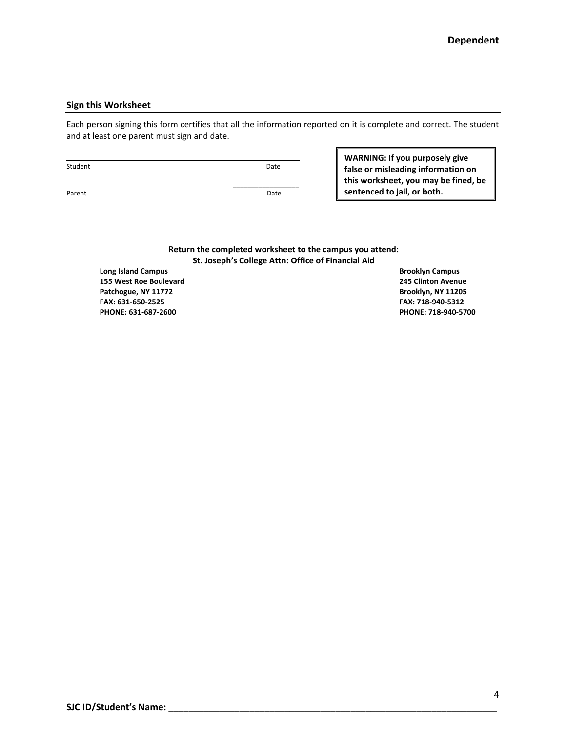**Dependent**

## Sign this Worksheet

Each person signing this form certifies that all the information reported on it is complete and correct. The student and at least one parent must sign and date.

\_\_\_\_\_\_\_\_\_\_\_\_\_\_\_\_\_\_\_\_\_\_\_\_\_\_\_\_\_\_\_\_\_\_\_\_\_\_\_\_\_\_\_\_\_\_\_\_
Student Date

\_\_\_\_\_\_\_\_\_\_\_\_\_\_\_\_\_\_\_\_\_\_\_\_\_\_\_\_\_\_\_\_\_\_\_\_\_\_\_\_\_\_\_\_\_\_\_\_
Parent Date

**WARNING: If you purposely give false or misleading information on this worksheet, you may be fined, be sentenced to jail, or both.**

**Return the completed worksheet to the campus you attend:**
**St. Joseph's College Attn: Office of Financial Aid**

**Long Island Campus**
**155 West Roe Boulevard**
**Patchogue, NY 11772**
**FAX: 631-650-2525**
**PHONE: 631-687-2600**

**Brooklyn Campus**
**245 Clinton Avenue**
**Brooklyn, NY 11205**
**FAX: 718-940-5312**
**PHONE: 718-940-5700**

**SJC ID/Student's Name: \_\_\_\_\_\_\_\_\_\_\_\_\_\_\_\_\_\_\_\_\_\_\_\_\_\_\_\_\_\_\_\_\_\_\_\_\_\_\_\_\_\_\_\_\_\_\_\_\_\_\_\_\_\_\_\_\_\_\_\_**